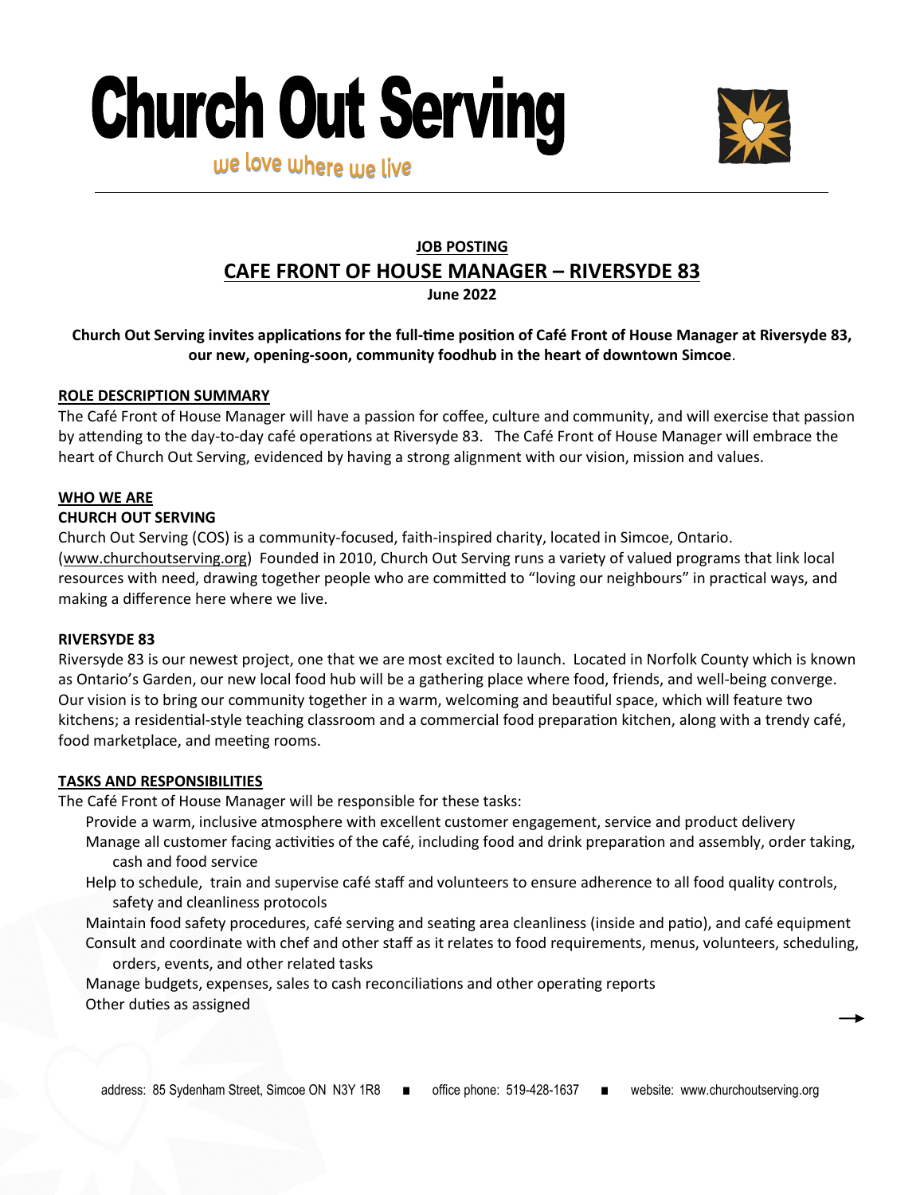# Church Out Serving

we love where we live

**JOB POSTING**

## CAFE FRONT OF HOUSE MANAGER – RIVERSYDE 83

**June 2022**

**Church Out Serving invites applications for the full-time position of Café Front of House Manager at Riversyde 83, our new, opening-soon, community foodhub in the heart of downtown Simcoe**.

### ROLE DESCRIPTION SUMMARY

The Café Front of House Manager will have a passion for coffee, culture and community, and will exercise that passion by attending to the day-to-day café operations at Riversyde 83. The Café Front of House Manager will embrace the heart of Church Out Serving, evidenced by having a strong alignment with our vision, mission and values.

### WHO WE ARE

**CHURCH OUT SERVING**

Church Out Serving (COS) is a community-focused, faith-inspired charity, located in Simcoe, Ontario. (www.churchoutserving.org) Founded in 2010, Church Out Serving runs a variety of valued programs that link local resources with need, drawing together people who are committed to "loving our neighbours" in practical ways, and making a difference here where we live.

**RIVERSYDE 83**

Riversyde 83 is our newest project, one that we are most excited to launch. Located in Norfolk County which is known as Ontario's Garden, our new local food hub will be a gathering place where food, friends, and well-being converge. Our vision is to bring our community together in a warm, welcoming and beautiful space, which will feature two kitchens; a residential-style teaching classroom and a commercial food preparation kitchen, along with a trendy café, food marketplace, and meeting rooms.

### TASKS AND RESPONSIBILITIES

The Café Front of House Manager will be responsible for these tasks:

- Provide a warm, inclusive atmosphere with excellent customer engagement, service and product delivery
- Manage all customer facing activities of the café, including food and drink preparation and assembly, order taking, cash and food service
- Help to schedule, train and supervise café staff and volunteers to ensure adherence to all food quality controls, safety and cleanliness protocols
- Maintain food safety procedures, café serving and seating area cleanliness (inside and patio), and café equipment
- Consult and coordinate with chef and other staff as it relates to food requirements, menus, volunteers, scheduling, orders, events, and other related tasks
- Manage budgets, expenses, sales to cash reconciliations and other operating reports
- Other duties as assigned

address: 85 Sydenham Street, Simcoe ON N3Y 1R8 ■ office phone: 519-428-1637 ■ website: www.churchoutserving.org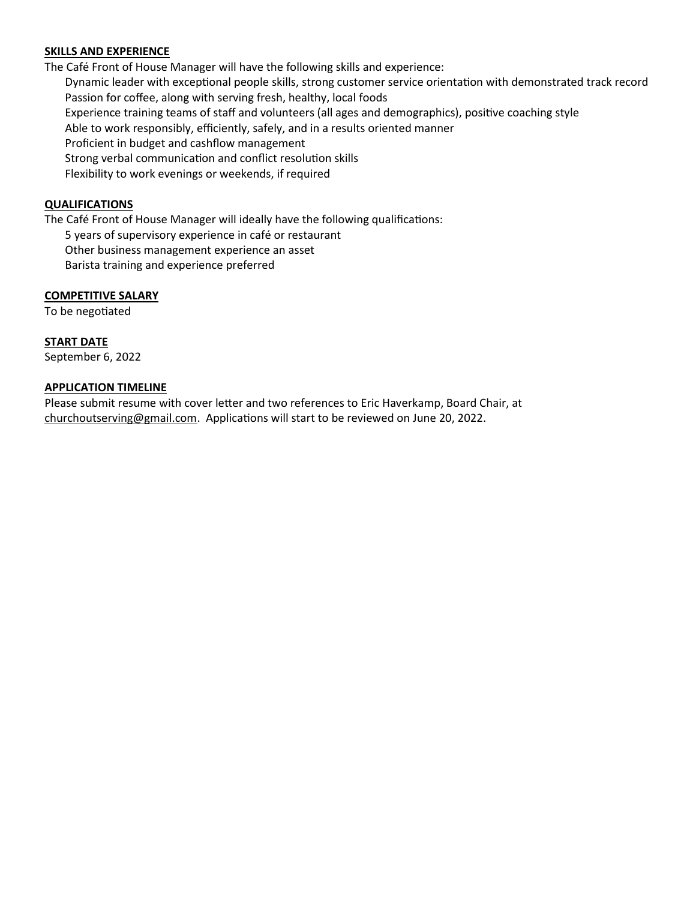**SKILLS AND EXPERIENCE**

The Café Front of House Manager will have the following skills and experience:

- Dynamic leader with exceptional people skills, strong customer service orientation with demonstrated track record
- Passion for coffee, along with serving fresh, healthy, local foods
- Experience training teams of staff and volunteers (all ages and demographics), positive coaching style
- Able to work responsibly, efficiently, safely, and in a results oriented manner
- Proficient in budget and cashflow management
- Strong verbal communication and conflict resolution skills
- Flexibility to work evenings or weekends, if required

**QUALIFICATIONS**

The Café Front of House Manager will ideally have the following qualifications:

- 5 years of supervisory experience in café or restaurant
- Other business management experience an asset
- Barista training and experience preferred

**COMPETITIVE SALARY**

To be negotiated

**START DATE**

September 6, 2022

**APPLICATION TIMELINE**

Please submit resume with cover letter and two references to Eric Haverkamp, Board Chair, at churchoutserving@gmail.com. Applications will start to be reviewed on June 20, 2022.